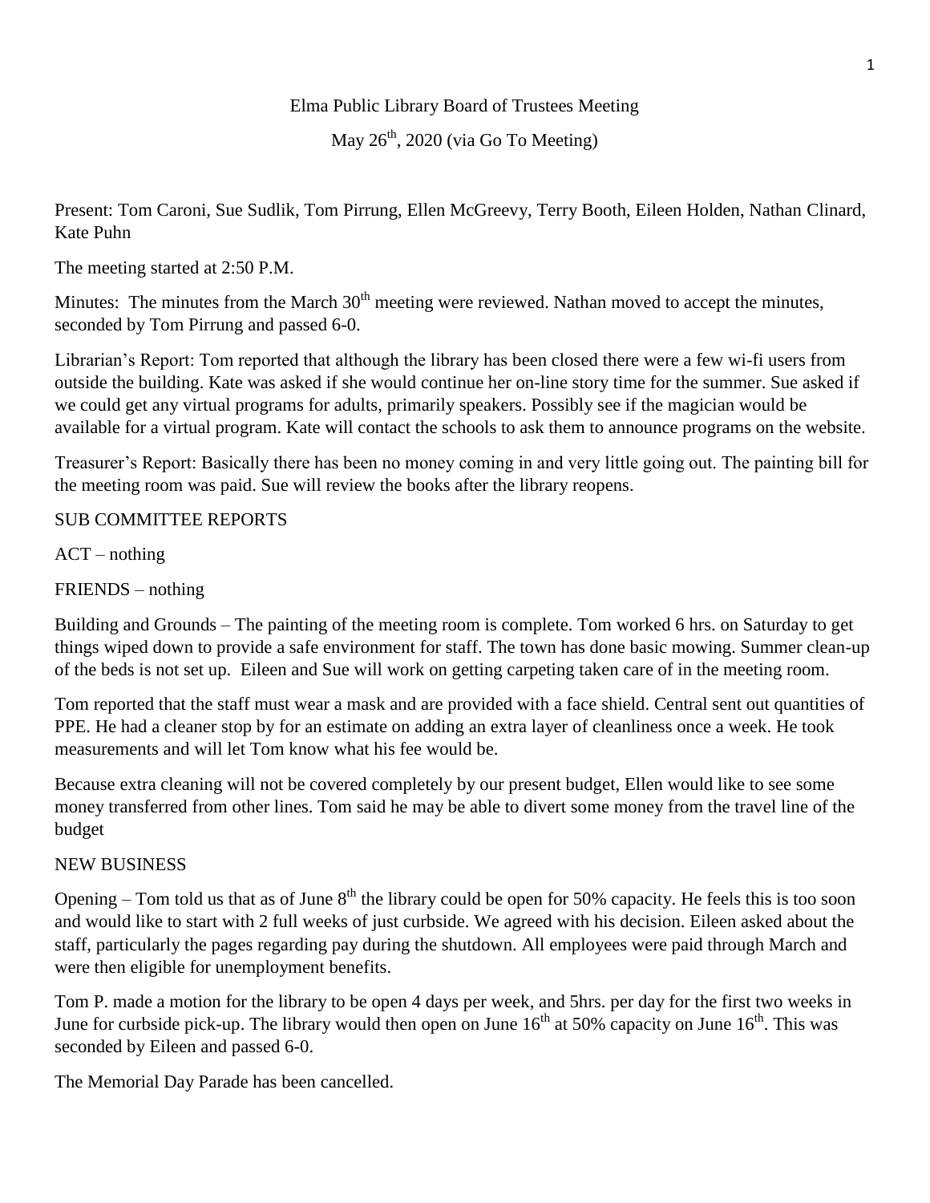Elma Public Library Board of Trustees Meeting

May 26th, 2020 (via Go To Meeting)

Present: Tom Caroni, Sue Sudlik, Tom Pirrung, Ellen McGreevy, Terry Booth, Eileen Holden, Nathan Clinard, Kate Puhn

The meeting started at 2:50 P.M.

Minutes: The minutes from the March 30th meeting were reviewed. Nathan moved to accept the minutes, seconded by Tom Pirrung and passed 6-0.

Librarian's Report: Tom reported that although the library has been closed there were a few wi-fi users from outside the building. Kate was asked if she would continue her on-line story time for the summer. Sue asked if we could get any virtual programs for adults, primarily speakers. Possibly see if the magician would be available for a virtual program. Kate will contact the schools to ask them to announce programs on the website.

Treasurer's Report: Basically there has been no money coming in and very little going out. The painting bill for the meeting room was paid. Sue will review the books after the library reopens.

SUB COMMITTEE REPORTS

ACT – nothing

FRIENDS – nothing

Building and Grounds – The painting of the meeting room is complete. Tom worked 6 hrs. on Saturday to get things wiped down to provide a safe environment for staff. The town has done basic mowing. Summer clean-up of the beds is not set up. Eileen and Sue will work on getting carpeting taken care of in the meeting room.

Tom reported that the staff must wear a mask and are provided with a face shield. Central sent out quantities of PPE. He had a cleaner stop by for an estimate on adding an extra layer of cleanliness once a week. He took measurements and will let Tom know what his fee would be.

Because extra cleaning will not be covered completely by our present budget, Ellen would like to see some money transferred from other lines. Tom said he may be able to divert some money from the travel line of the budget

NEW BUSINESS

Opening – Tom told us that as of June 8th the library could be open for 50% capacity. He feels this is too soon and would like to start with 2 full weeks of just curbside. We agreed with his decision. Eileen asked about the staff, particularly the pages regarding pay during the shutdown. All employees were paid through March and were then eligible for unemployment benefits.

Tom P. made a motion for the library to be open 4 days per week, and 5hrs. per day for the first two weeks in June for curbside pick-up. The library would then open on June 16th at 50% capacity on June 16th. This was seconded by Eileen and passed 6-0.

The Memorial Day Parade has been cancelled.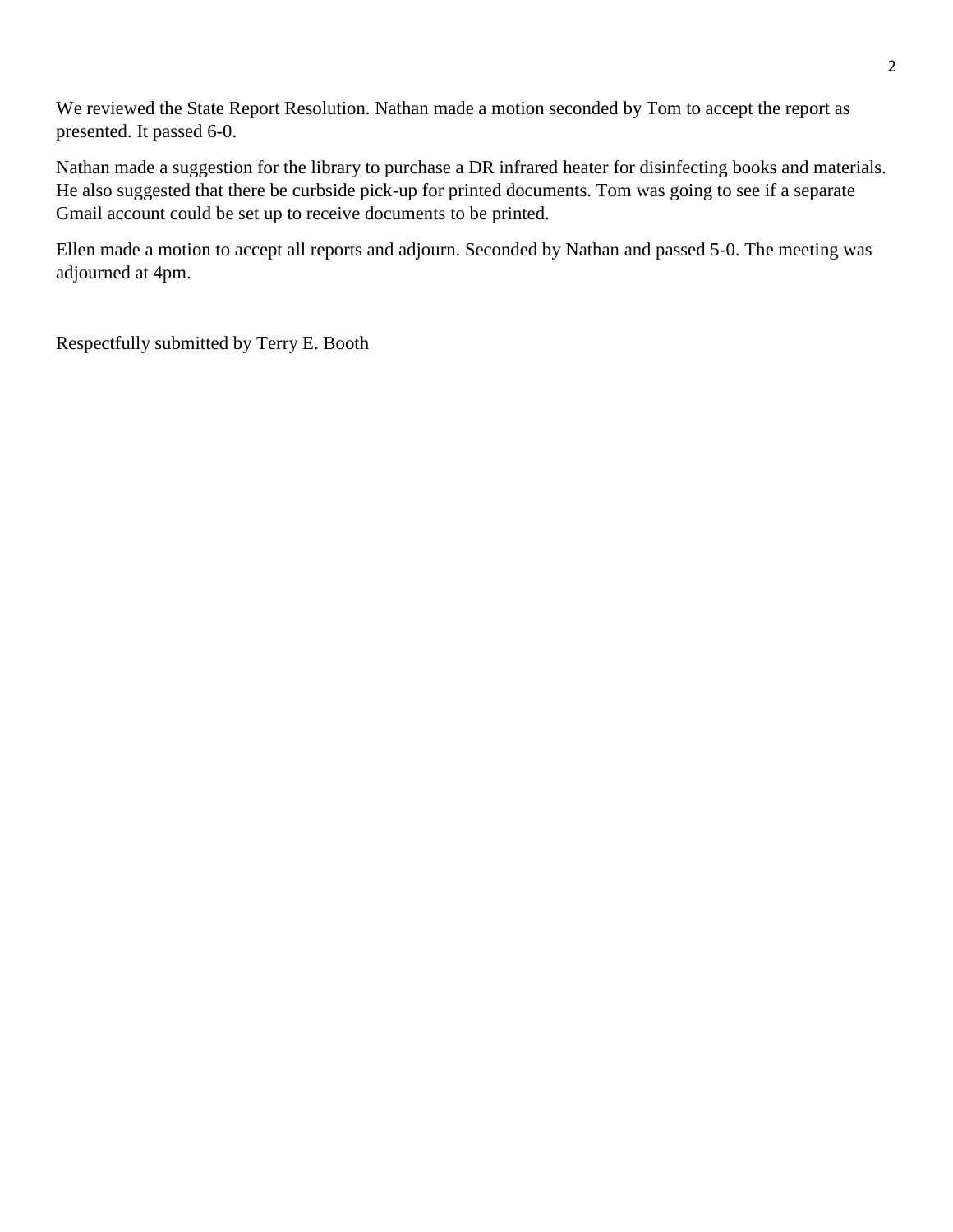We reviewed the State Report Resolution. Nathan made a motion seconded by Tom to accept the report as presented. It passed 6-0.

Nathan made a suggestion for the library to purchase a DR infrared heater for disinfecting books and materials. He also suggested that there be curbside pick-up for printed documents. Tom was going to see if a separate Gmail account could be set up to receive documents to be printed.

Ellen made a motion to accept all reports and adjourn. Seconded by Nathan and passed 5-0. The meeting was adjourned at 4pm.

Respectfully submitted by Terry E. Booth